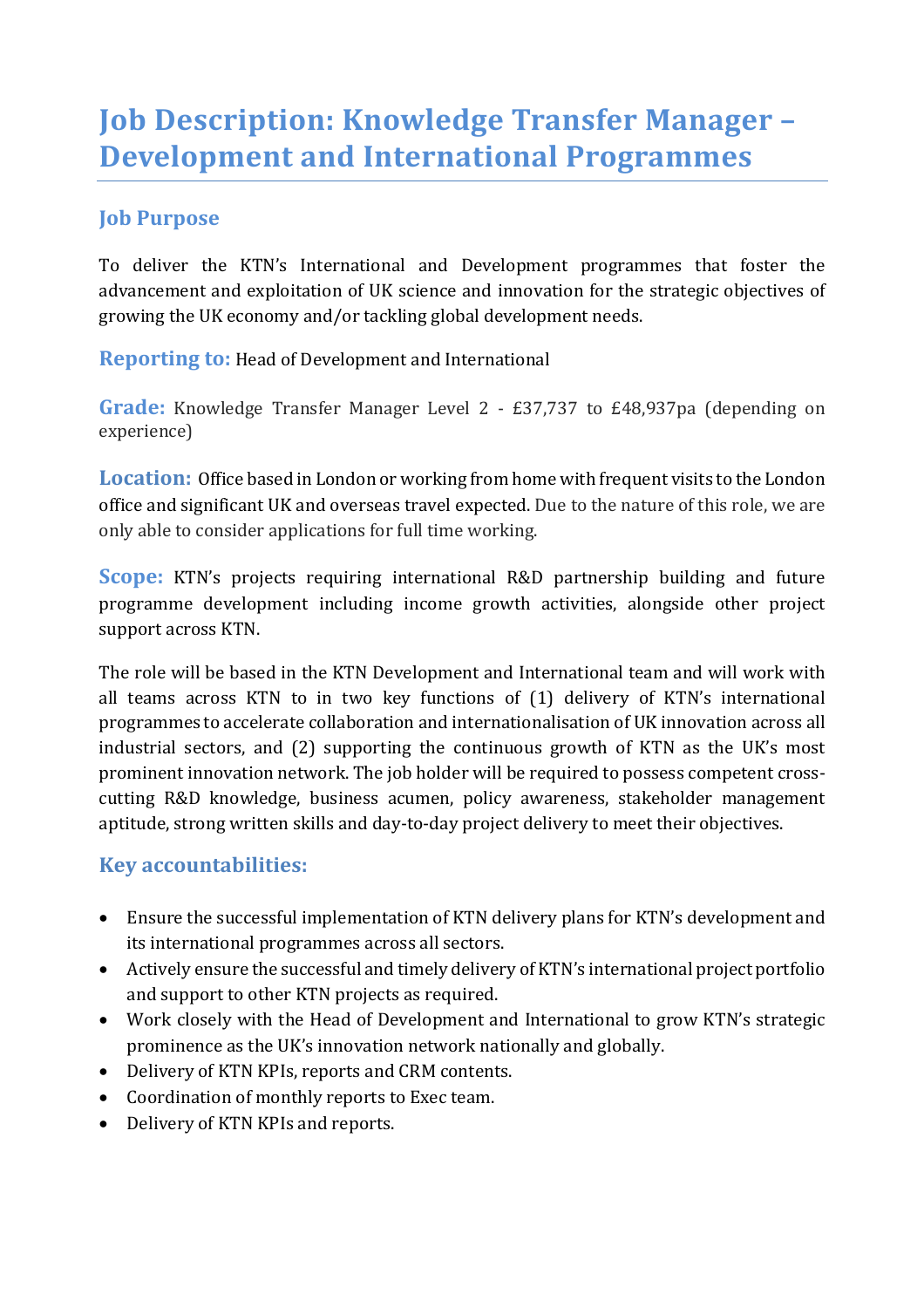# Job Description: Knowledge Transfer Manager – Development and International Programmes

## Job Purpose

To deliver the KTN's International and Development programmes that foster the advancement and exploitation of UK science and innovation for the strategic objectives of growing the UK economy and/or tackling global development needs.

**Reporting to:** Head of Development and International

**Grade:** Knowledge Transfer Manager Level 2 - £37,737 to £48,937pa (depending on experience)

**Location:** Office based in London or working from home with frequent visits to the London office and significant UK and overseas travel expected. Due to the nature of this role, we are only able to consider applications for full time working.

**Scope:** KTN's projects requiring international R&D partnership building and future programme development including income growth activities, alongside other project support across KTN.

The role will be based in the KTN Development and International team and will work with all teams across KTN to in two key functions of (1) delivery of KTN's international programmes to accelerate collaboration and internationalisation of UK innovation across all industrial sectors, and (2) supporting the continuous growth of KTN as the UK's most prominent innovation network. The job holder will be required to possess competent cross-cutting R&D knowledge, business acumen, policy awareness, stakeholder management aptitude, strong written skills and day-to-day project delivery to meet their objectives.

## Key accountabilities:

- Ensure the successful implementation of KTN delivery plans for KTN's development and its international programmes across all sectors.
- Actively ensure the successful and timely delivery of KTN's international project portfolio and support to other KTN projects as required.
- Work closely with the Head of Development and International to grow KTN's strategic prominence as the UK's innovation network nationally and globally.
- Delivery of KTN KPIs, reports and CRM contents.
- Coordination of monthly reports to Exec team.
- Delivery of KTN KPIs and reports.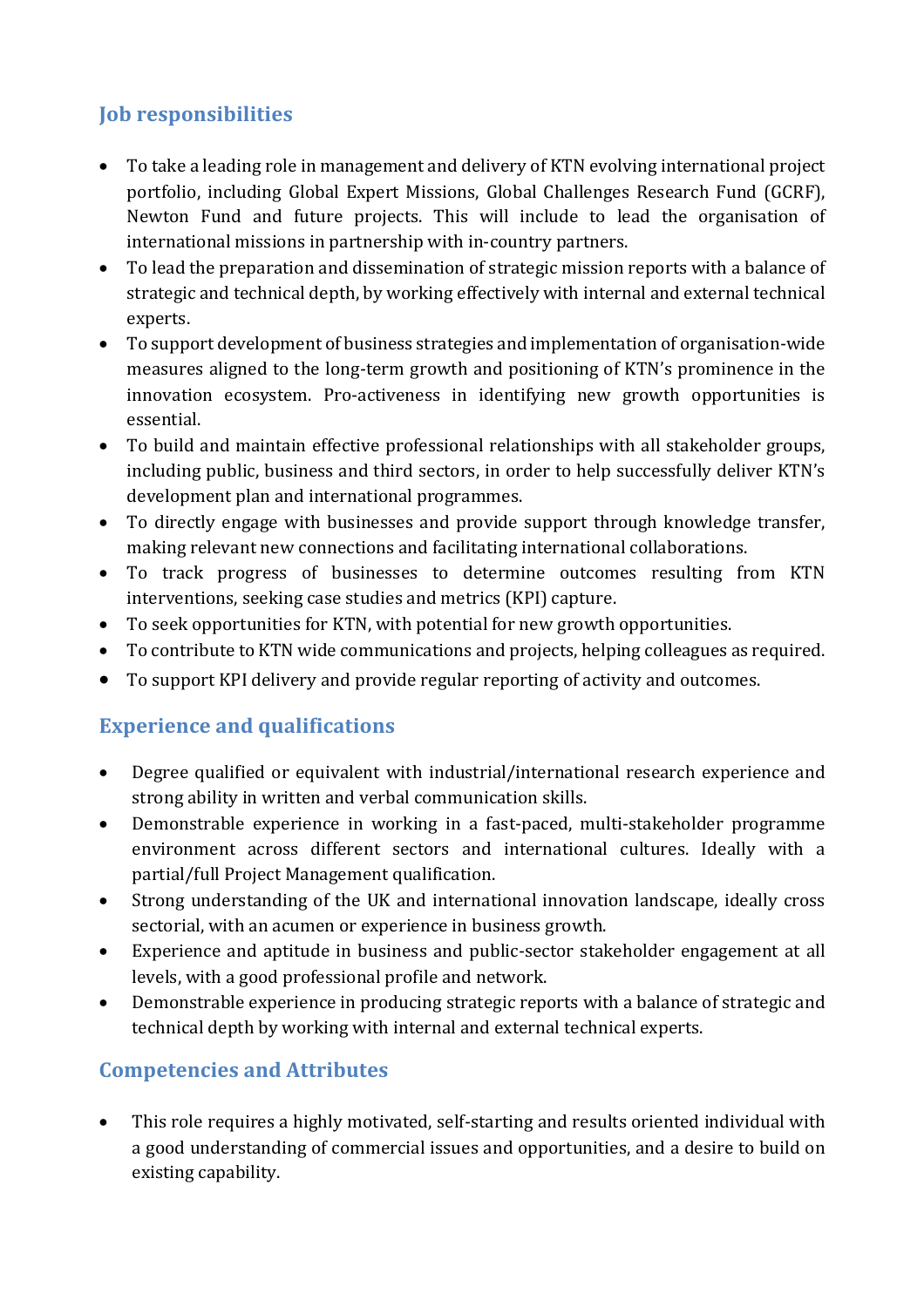## Job responsibilities

- To take a leading role in management and delivery of KTN evolving international project portfolio, including Global Expert Missions, Global Challenges Research Fund (GCRF), Newton Fund and future projects. This will include to lead the organisation of international missions in partnership with in-country partners.
- To lead the preparation and dissemination of strategic mission reports with a balance of strategic and technical depth, by working effectively with internal and external technical experts.
- To support development of business strategies and implementation of organisation-wide measures aligned to the long-term growth and positioning of KTN's prominence in the innovation ecosystem. Pro-activeness in identifying new growth opportunities is essential.
- To build and maintain effective professional relationships with all stakeholder groups, including public, business and third sectors, in order to help successfully deliver KTN's development plan and international programmes.
- To directly engage with businesses and provide support through knowledge transfer, making relevant new connections and facilitating international collaborations.
- To track progress of businesses to determine outcomes resulting from KTN interventions, seeking case studies and metrics (KPI) capture.
- To seek opportunities for KTN, with potential for new growth opportunities.
- To contribute to KTN wide communications and projects, helping colleagues as required.
- To support KPI delivery and provide regular reporting of activity and outcomes.

## Experience and qualifications

- Degree qualified or equivalent with industrial/international research experience and strong ability in written and verbal communication skills.
- Demonstrable experience in working in a fast-paced, multi-stakeholder programme environment across different sectors and international cultures. Ideally with a partial/full Project Management qualification.
- Strong understanding of the UK and international innovation landscape, ideally cross sectorial, with an acumen or experience in business growth.
- Experience and aptitude in business and public-sector stakeholder engagement at all levels, with a good professional profile and network.
- Demonstrable experience in producing strategic reports with a balance of strategic and technical depth by working with internal and external technical experts.

## Competencies and Attributes

- This role requires a highly motivated, self-starting and results oriented individual with a good understanding of commercial issues and opportunities, and a desire to build on existing capability.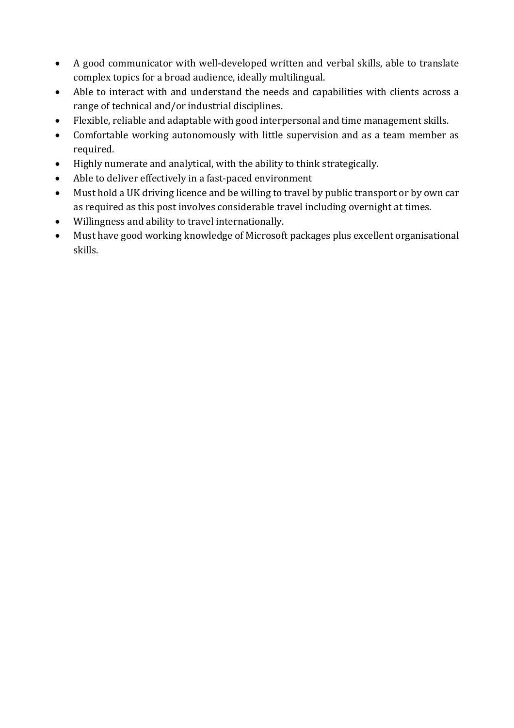- A good communicator with well-developed written and verbal skills, able to translate complex topics for a broad audience, ideally multilingual.
- Able to interact with and understand the needs and capabilities with clients across a range of technical and/or industrial disciplines.
- Flexible, reliable and adaptable with good interpersonal and time management skills.
- Comfortable working autonomously with little supervision and as a team member as required.
- Highly numerate and analytical, with the ability to think strategically.
- Able to deliver effectively in a fast-paced environment
- Must hold a UK driving licence and be willing to travel by public transport or by own car as required as this post involves considerable travel including overnight at times.
- Willingness and ability to travel internationally.
- Must have good working knowledge of Microsoft packages plus excellent organisational skills.